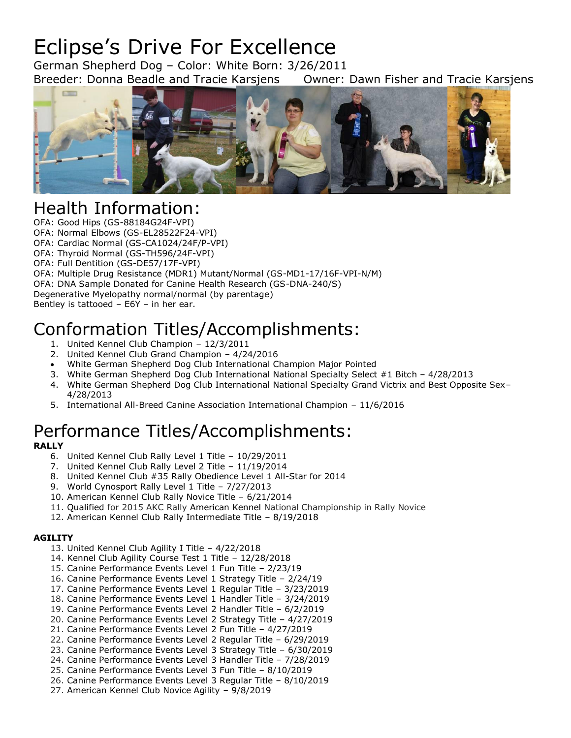# Eclipse's Drive For Excellence

German Shepherd Dog – Color: White Born: 3/26/2011
Breeder: Donna Beadle and Tracie Karsjens Owner: Dawn Fisher and Tracie Karsjens

# Health Information:

OFA: Good Hips (GS-88184G24F-VPI)
OFA: Normal Elbows (GS-EL28522F24-VPI)
OFA: Cardiac Normal (GS-CA1024/24F/P-VPI)
OFA: Thyroid Normal (GS-TH596/24F-VPI)
OFA: Full Dentition (GS-DE57/17F-VPI)
OFA: Multiple Drug Resistance (MDR1) Mutant/Normal (GS-MD1-17/16F-VPI-N/M)
OFA: DNA Sample Donated for Canine Health Research (GS-DNA-240/S)
Degenerative Myelopathy normal/normal (by parentage)
Bentley is tattooed – E6Y – in her ear.

# Conformation Titles/Accomplishments:

1. United Kennel Club Champion – 12/3/2011
2. United Kennel Club Grand Champion – 4/24/2016

- White German Shepherd Dog Club International Champion Major Pointed

3. White German Shepherd Dog Club International National Specialty Select #1 Bitch – 4/28/2013
4. White German Shepherd Dog Club International National Specialty Grand Victrix and Best Opposite Sex– 4/28/2013
5. International All-Breed Canine Association International Champion – 11/6/2016

# Performance Titles/Accomplishments:

**RALLY**

6. United Kennel Club Rally Level 1 Title – 10/29/2011
7. United Kennel Club Rally Level 2 Title – 11/19/2014
8. United Kennel Club #35 Rally Obedience Level 1 All-Star for 2014
9. World Cynosport Rally Level 1 Title – 7/27/2013
10. American Kennel Club Rally Novice Title – 6/21/2014
11. Qualified for 2015 AKC Rally American Kennel National Championship in Rally Novice
12. American Kennel Club Rally Intermediate Title – 8/19/2018

**AGILITY**

13. United Kennel Club Agility I Title – 4/22/2018
14. Kennel Club Agility Course Test 1 Title – 12/28/2018
15. Canine Performance Events Level 1 Fun Title – 2/23/19
16. Canine Performance Events Level 1 Strategy Title – 2/24/19
17. Canine Performance Events Level 1 Regular Title – 3/23/2019
18. Canine Performance Events Level 1 Handler Title – 3/24/2019
19. Canine Performance Events Level 2 Handler Title – 6/2/2019
20. Canine Performance Events Level 2 Strategy Title – 4/27/2019
21. Canine Performance Events Level 2 Fun Title – 4/27/2019
22. Canine Performance Events Level 2 Regular Title – 6/29/2019
23. Canine Performance Events Level 3 Strategy Title – 6/30/2019
24. Canine Performance Events Level 3 Handler Title – 7/28/2019
25. Canine Performance Events Level 3 Fun Title – 8/10/2019
26. Canine Performance Events Level 3 Regular Title – 8/10/2019
27. American Kennel Club Novice Agility – 9/8/2019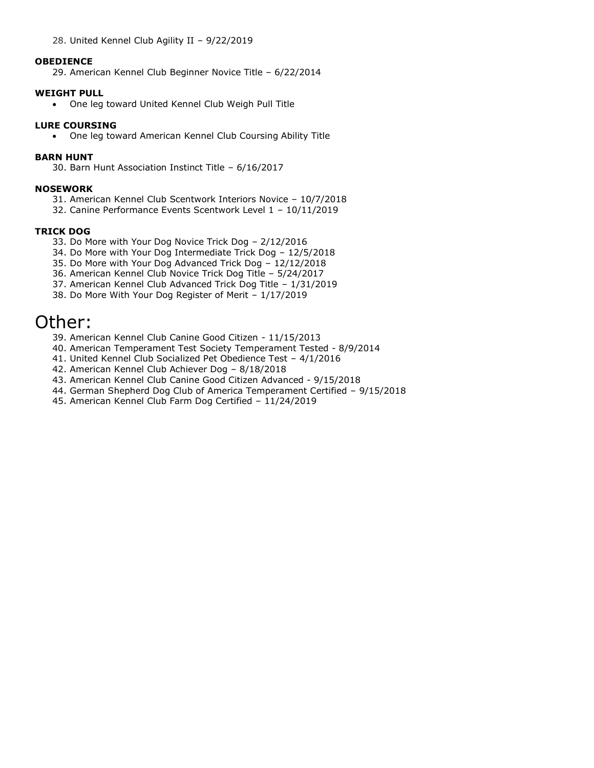28. United Kennel Club Agility II – 9/22/2019

**OBEDIENCE**

29. American Kennel Club Beginner Novice Title – 6/22/2014

**WEIGHT PULL**

- One leg toward United Kennel Club Weigh Pull Title

**LURE COURSING**

- One leg toward American Kennel Club Coursing Ability Title

**BARN HUNT**

30. Barn Hunt Association Instinct Title – 6/16/2017

**NOSEWORK**

31. American Kennel Club Scentwork Interiors Novice – 10/7/2018
32. Canine Performance Events Scentwork Level 1 – 10/11/2019

**TRICK DOG**

33. Do More with Your Dog Novice Trick Dog – 2/12/2016
34. Do More with Your Dog Intermediate Trick Dog – 12/5/2018
35. Do More with Your Dog Advanced Trick Dog – 12/12/2018
36. American Kennel Club Novice Trick Dog Title – 5/24/2017
37. American Kennel Club Advanced Trick Dog Title – 1/31/2019
38. Do More With Your Dog Register of Merit – 1/17/2019

# Other:

39. American Kennel Club Canine Good Citizen - 11/15/2013
40. American Temperament Test Society Temperament Tested - 8/9/2014
41. United Kennel Club Socialized Pet Obedience Test – 4/1/2016
42. American Kennel Club Achiever Dog – 8/18/2018
43. American Kennel Club Canine Good Citizen Advanced - 9/15/2018
44. German Shepherd Dog Club of America Temperament Certified – 9/15/2018
45. American Kennel Club Farm Dog Certified – 11/24/2019